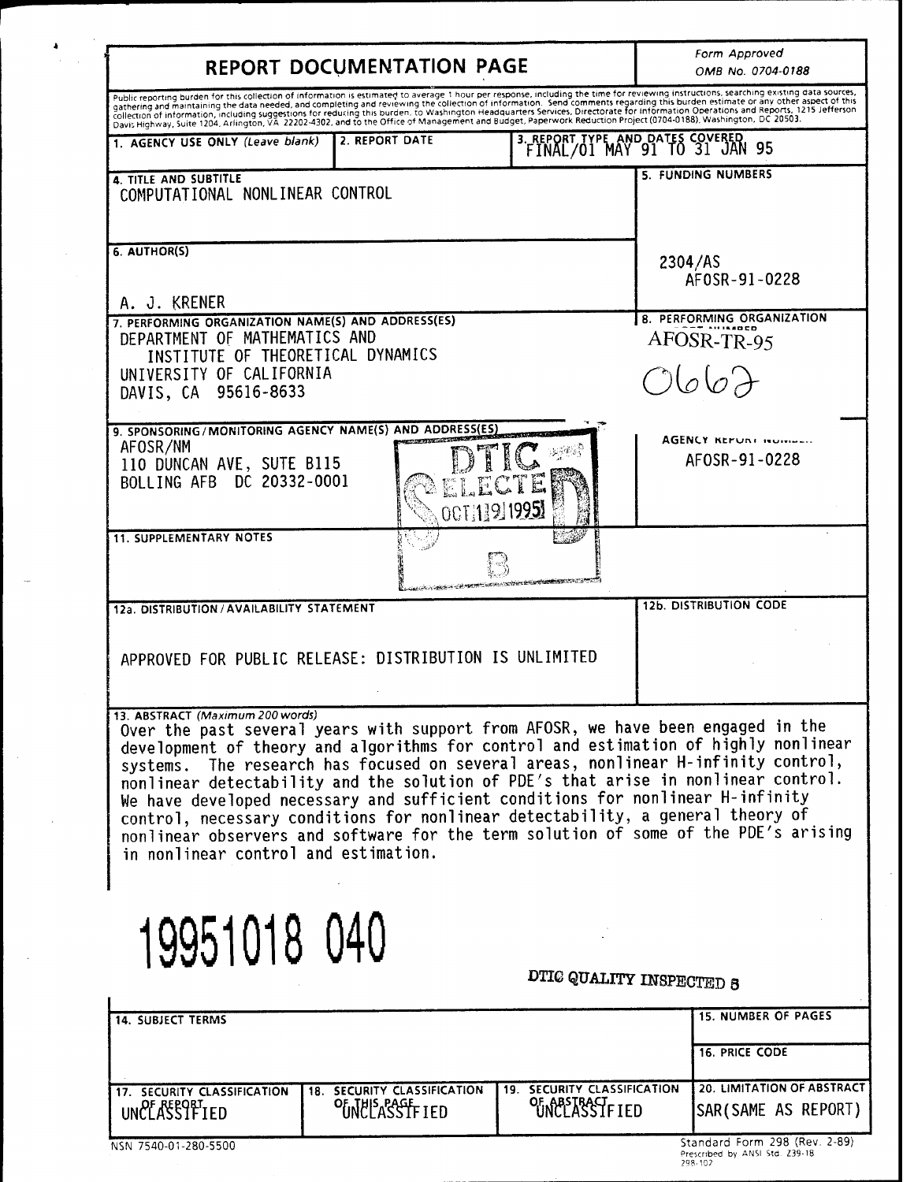# REPORT DOCUMENTATION PAGE

*Form Approved*
*OMB No. 0704-0188*

Public reporting burden for this collection of information is estimated to average 1 hour per response, including the time for reviewing instructions, searching existing data sources, gathering and maintaining the data needed, and completing and reviewing the collection of information. Send comments regarding this burden estimate or any other aspect of this collection of information, including suggestions for reducing this burden, to Washington Headquarters Services, Directorate for Information Operations and Reports, 1215 Jefferson Davis Highway, Suite 1204, Arlington, VA 22202-4302, and to the Office of Management and Budget, Paperwork Reduction Project (0704-0188), Washington, DC 20503.

| 1. AGENCY USE ONLY *(Leave blank)* | 2. REPORT DATE | 3. REPORT TYPE AND DATES COVERED |
|---|---|---|
| | | FINAL/01 MAY 91 TO 31 JAN 95 |

**4. TITLE AND SUBTITLE**
COMPUTATIONAL NONLINEAR CONTROL

**5. FUNDING NUMBERS**
2304/AS
AFOSR-91-0228

**6. AUTHOR(S)**
A. J. KRENER

**7. PERFORMING ORGANIZATION NAME(S) AND ADDRESS(ES)**
DEPARTMENT OF MATHEMATICS AND
INSTITUTE OF THEORETICAL DYNAMICS
UNIVERSITY OF CALIFORNIA
DAVIS, CA 95616-8633

**8. PERFORMING ORGANIZATION REPORT NUMBER**
AFOSR-TR-95
0662

**9. SPONSORING/MONITORING AGENCY NAME(S) AND ADDRESS(ES)**
AFOSR/NM
110 DUNCAN AVE, SUTE B115
BOLLING AFB DC 20332-0001

DTIC ELECTE OCT 19 1995 B

**10. SPONSORING/MONITORING AGENCY REPORT NUMBER**
AFOSR-91-0228

**11. SUPPLEMENTARY NOTES**

**12a. DISTRIBUTION/AVAILABILITY STATEMENT**
APPROVED FOR PUBLIC RELEASE: DISTRIBUTION IS UNLIMITED

**12b. DISTRIBUTION CODE**

**13. ABSTRACT** *(Maximum 200 words)*
Over the past several years with support from AFOSR, we have been engaged in the development of theory and algorithms for control and estimation of highly nonlinear systems. The research has focused on several areas, nonlinear H-infinity control, nonlinear detectability and the solution of PDE's that arise in nonlinear control. We have developed necessary and sufficient conditions for nonlinear H-infinity control, necessary conditions for nonlinear detectability, a general theory of nonlinear observers and software for the term solution of some of the PDE's arising in nonlinear control and estimation.

19951018 040

DTIC QUALITY INSPECTED 5

**14. SUBJECT TERMS**

**15. NUMBER OF PAGES**

**16. PRICE CODE**

| 17. SECURITY CLASSIFICATION OF REPORT | 18. SECURITY CLASSIFICATION OF THIS PAGE | 19. SECURITY CLASSIFICATION OF ABSTRACT | 20. LIMITATION OF ABSTRACT |
|---|---|---|---|
| UNCLASSIFIED | UNCLASSIFIED | UNCLASSIFIED | SAR(SAME AS REPORT) |

NSN 7540-01-280-5500

Standard Form 298 (Rev. 2-89)
Prescribed by ANSI Std. Z39-18
298-102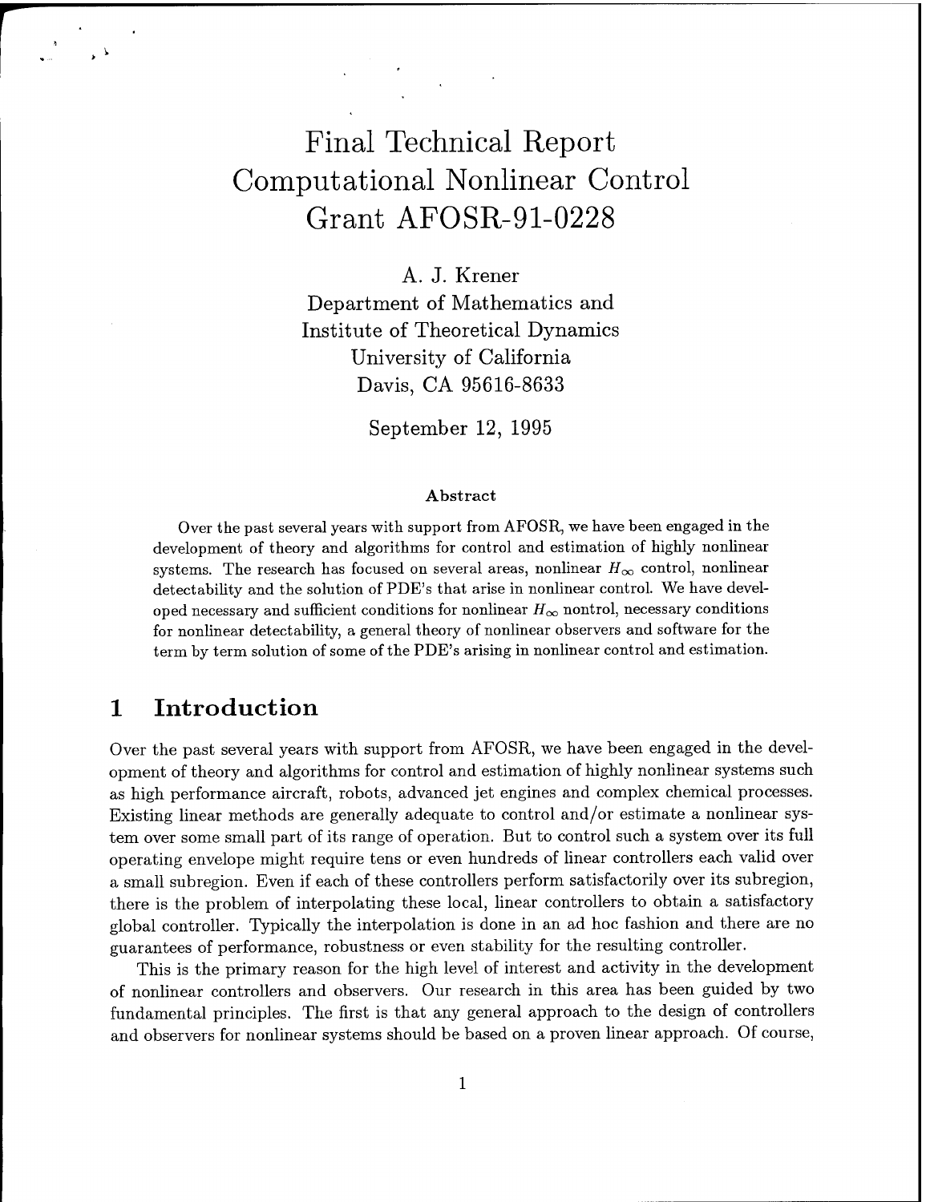# Final Technical Report
# Computational Nonlinear Control
# Grant AFOSR-91-0228

A. J. Krener
Department of Mathematics and
Institute of Theoretical Dynamics
University of California
Davis, CA 95616-8633

September 12, 1995

**Abstract**

Over the past several years with support from AFOSR, we have been engaged in the development of theory and algorithms for control and estimation of highly nonlinear systems. The research has focused on several areas, nonlinear $H_\infty$ control, nonlinear detectability and the solution of PDE's that arise in nonlinear control. We have developed necessary and sufficient conditions for nonlinear $H_\infty$ nontrol, necessary conditions for nonlinear detectability, a general theory of nonlinear observers and software for the term by term solution of some of the PDE's arising in nonlinear control and estimation.

## 1 Introduction

Over the past several years with support from AFOSR, we have been engaged in the development of theory and algorithms for control and estimation of highly nonlinear systems such as high performance aircraft, robots, advanced jet engines and complex chemical processes. Existing linear methods are generally adequate to control and/or estimate a nonlinear system over some small part of its range of operation. But to control such a system over its full operating envelope might require tens or even hundreds of linear controllers each valid over a small subregion. Even if each of these controllers perform satisfactorily over its subregion, there is the problem of interpolating these local, linear controllers to obtain a satisfactory global controller. Typically the interpolation is done in an ad hoc fashion and there are no guarantees of performance, robustness or even stability for the resulting controller.

This is the primary reason for the high level of interest and activity in the development of nonlinear controllers and observers. Our research in this area has been guided by two fundamental principles. The first is that any general approach to the design of controllers and observers for nonlinear systems should be based on a proven linear approach. Of course,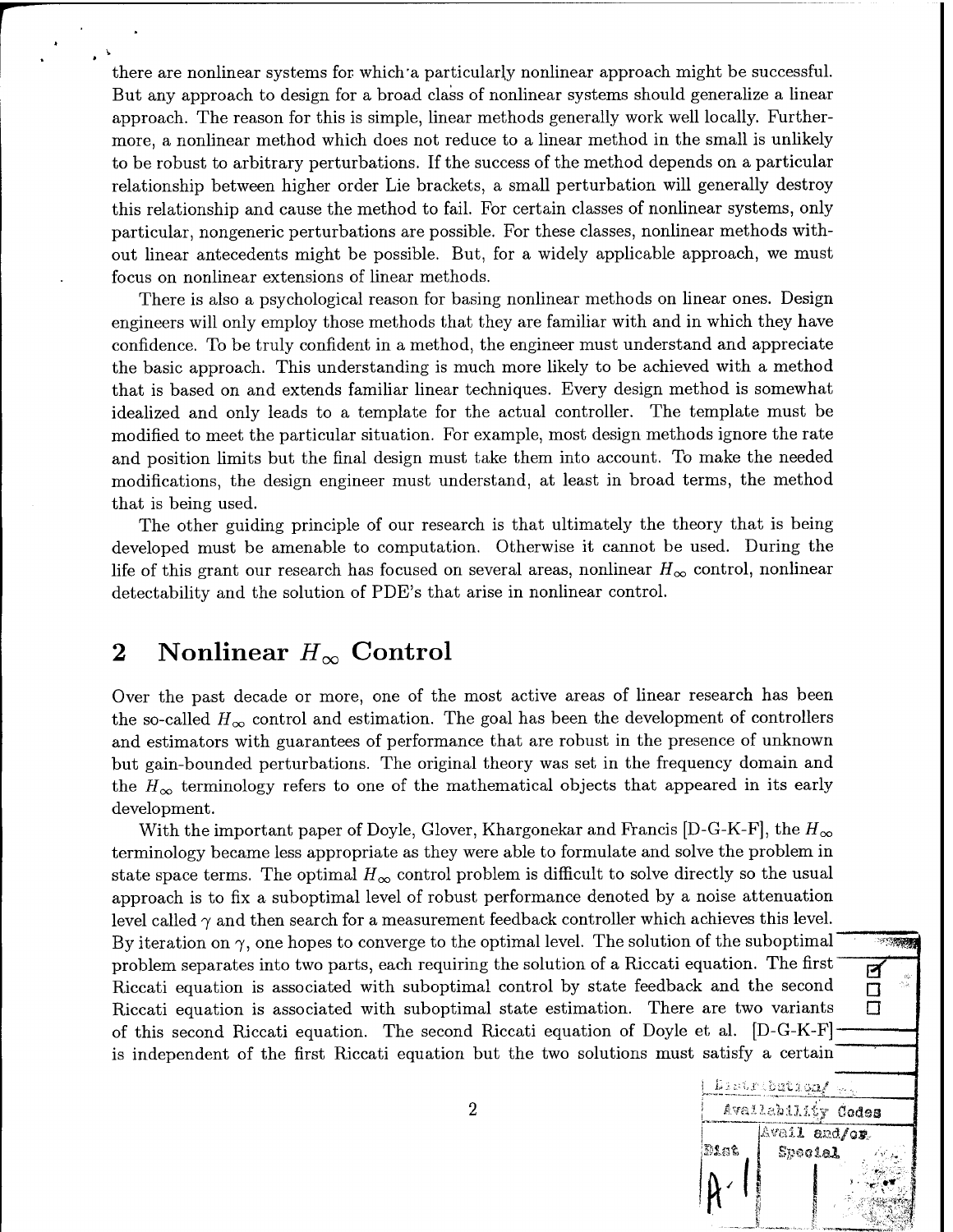there are nonlinear systems for which a particularly nonlinear approach might be successful. But any approach to design for a broad class of nonlinear systems should generalize a linear approach. The reason for this is simple, linear methods generally work well locally. Furthermore, a nonlinear method which does not reduce to a linear method in the small is unlikely to be robust to arbitrary perturbations. If the success of the method depends on a particular relationship between higher order Lie brackets, a small perturbation will generally destroy this relationship and cause the method to fail. For certain classes of nonlinear systems, only particular, nongeneric perturbations are possible. For these classes, nonlinear methods without linear antecedents might be possible. But, for a widely applicable approach, we must focus on nonlinear extensions of linear methods.

There is also a psychological reason for basing nonlinear methods on linear ones. Design engineers will only employ those methods that they are familiar with and in which they have confidence. To be truly confident in a method, the engineer must understand and appreciate the basic approach. This understanding is much more likely to be achieved with a method that is based on and extends familiar linear techniques. Every design method is somewhat idealized and only leads to a template for the actual controller. The template must be modified to meet the particular situation. For example, most design methods ignore the rate and position limits but the final design must take them into account. To make the needed modifications, the design engineer must understand, at least in broad terms, the method that is being used.

The other guiding principle of our research is that ultimately the theory that is being developed must be amenable to computation. Otherwise it cannot be used. During the life of this grant our research has focused on several areas, nonlinear $H_\infty$ control, nonlinear detectability and the solution of PDE's that arise in nonlinear control.

## 2 Nonlinear $H_\infty$ Control

Over the past decade or more, one of the most active areas of linear research has been the so-called $H_\infty$ control and estimation. The goal has been the development of controllers and estimators with guarantees of performance that are robust in the presence of unknown but gain-bounded perturbations. The original theory was set in the frequency domain and the $H_\infty$ terminology refers to one of the mathematical objects that appeared in its early development.

With the important paper of Doyle, Glover, Khargonekar and Francis [D-G-K-F], the $H_\infty$ terminology became less appropriate as they were able to formulate and solve the problem in state space terms. The optimal $H_\infty$ control problem is difficult to solve directly so the usual approach is to fix a suboptimal level of robust performance denoted by a noise attenuation level called $\gamma$ and then search for a measurement feedback controller which achieves this level. By iteration on $\gamma$, one hopes to converge to the optimal level. The solution of the suboptimal problem separates into two parts, each requiring the solution of a Riccati equation. The first Riccati equation is associated with suboptimal control by state feedback and the second Riccati equation is associated with suboptimal state estimation. There are two variants of this second Riccati equation. The second Riccati equation of Doyle et al. [D-G-K-F] is independent of the first Riccati equation but the two solutions must satisfy a certain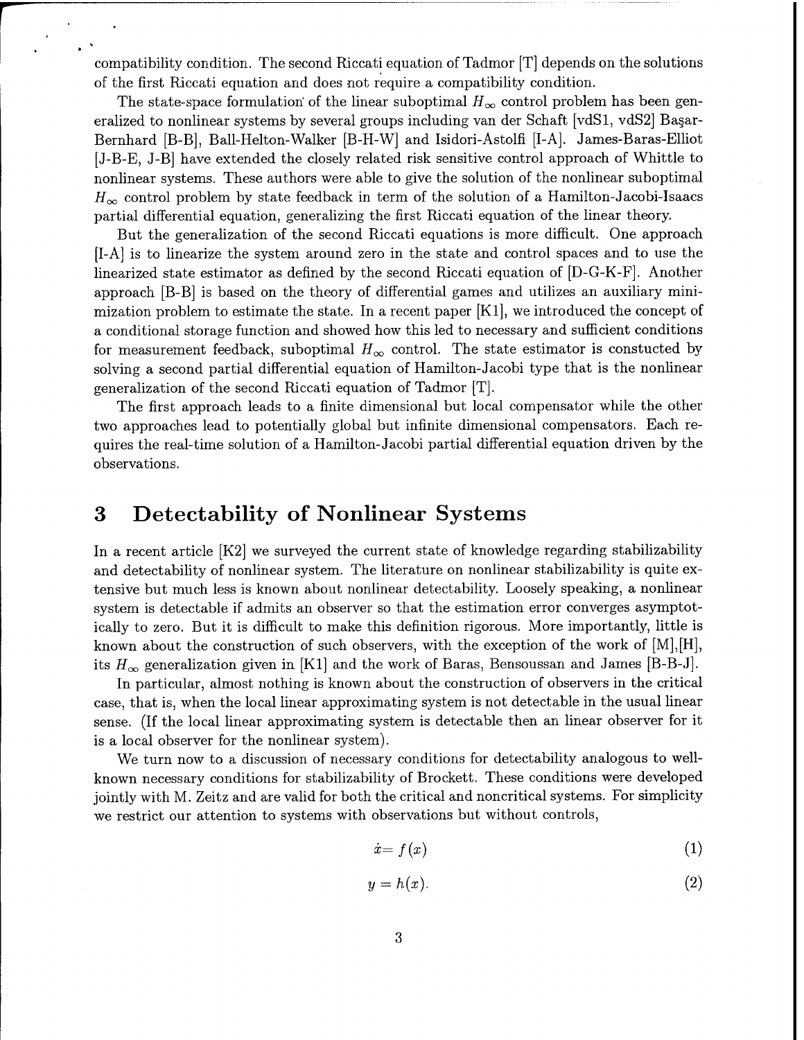compatibility condition. The second Riccati equation of Tadmor [T] depends on the solutions of the first Riccati equation and does not require a compatibility condition.

The state-space formulation of the linear suboptimal $H_\infty$ control problem has been generalized to nonlinear systems by several groups including van der Schaft [vdS1, vdS2] Başar-Bernhard [B-B], Ball-Helton-Walker [B-H-W] and Isidori-Astolfi [I-A]. James-Baras-Elliot [J-B-E, J-B] have extended the closely related risk sensitive control approach of Whittle to nonlinear systems. These authors were able to give the solution of the nonlinear suboptimal $H_\infty$ control problem by state feedback in term of the solution of a Hamilton-Jacobi-Isaacs partial differential equation, generalizing the first Riccati equation of the linear theory.

But the generalization of the second Riccati equations is more difficult. One approach [I-A] is to linearize the system around zero in the state and control spaces and to use the linearized state estimator as defined by the second Riccati equation of [D-G-K-F]. Another approach [B-B] is based on the theory of differential games and utilizes an auxiliary minimization problem to estimate the state. In a recent paper [K1], we introduced the concept of a conditional storage function and showed how this led to necessary and sufficient conditions for measurement feedback, suboptimal $H_\infty$ control. The state estimator is constucted by solving a second partial differential equation of Hamilton-Jacobi type that is the nonlinear generalization of the second Riccati equation of Tadmor [T].

The first approach leads to a finite dimensional but local compensator while the other two approaches lead to potentially global but infinite dimensional compensators. Each requires the real-time solution of a Hamilton-Jacobi partial differential equation driven by the observations.

# 3 Detectability of Nonlinear Systems

In a recent article [K2] we surveyed the current state of knowledge regarding stabilizability and detectability of nonlinear system. The literature on nonlinear stabilizability is quite extensive but much less is known about nonlinear detectability. Loosely speaking, a nonlinear system is detectable if admits an observer so that the estimation error converges asymptotically to zero. But it is difficult to make this definition rigorous. More importantly, little is known about the construction of such observers, with the exception of the work of [M],[H], its $H_\infty$ generalization given in [K1] and the work of Baras, Bensoussan and James [B-B-J].

In particular, almost nothing is known about the construction of observers in the critical case, that is, when the local linear approximating system is not detectable in the usual linear sense. (If the local linear approximating system is detectable then an linear observer for it is a local observer for the nonlinear system).

We turn now to a discussion of necessary conditions for detectability analogous to well-known necessary conditions for stabilizability of Brockett. These conditions were developed jointly with M. Zeitz and are valid for both the critical and noncritical systems. For simplicity we restrict our attention to systems with observations but without controls,

$$\dot{x} = f(x) \tag{1}$$

$$y = h(x). \tag{2}$$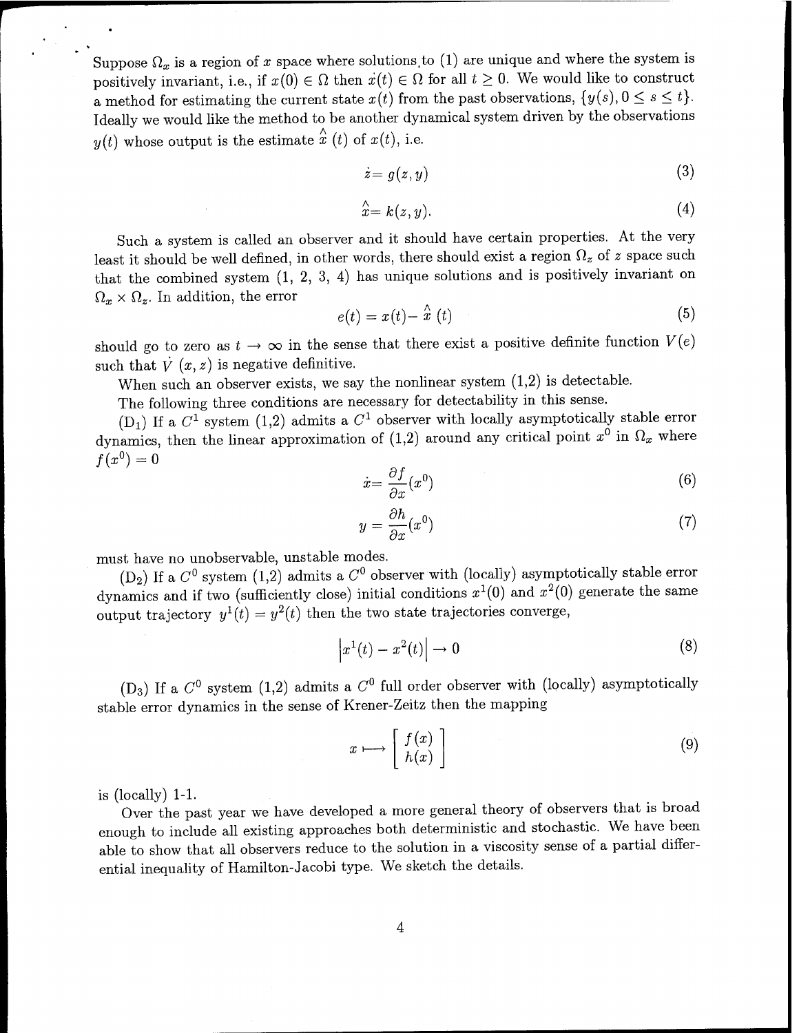Suppose $\Omega_x$ is a region of $x$ space where solutions to (1) are unique and where the system is positively invariant, i.e., if $x(0) \in \Omega$ then $x(t) \in \Omega$ for all $t \geq 0$. We would like to construct a method for estimating the current state $x(t)$ from the past observations, $\{y(s), 0 \leq s \leq t\}$. Ideally we would like the method to be another dynamical system driven by the observations $y(t)$ whose output is the estimate $\hat{x}(t)$ of $x(t)$, i.e.

$$\dot{z} = g(z, y) \tag{3}$$

$$\hat{x} = k(z, y). \tag{4}$$

Such a system is called an observer and it should have certain properties. At the very least it should be well defined, in other words, there should exist a region $\Omega_z$ of $z$ space such that the combined system (1, 2, 3, 4) has unique solutions and is positively invariant on $\Omega_x \times \Omega_z$. In addition, the error

$$e(t) = x(t) - \hat{x}(t) \tag{5}$$

should go to zero as $t \to \infty$ in the sense that there exist a positive definite function $V(e)$ such that $\dot{V}(x, z)$ is negative definitive.

When such an observer exists, we say the nonlinear system (1,2) is detectable.

The following three conditions are necessary for detectability in this sense.

($D_1$) If a $C^1$ system (1,2) admits a $C^1$ observer with locally asymptotically stable error dynamics, then the linear approximation of (1,2) around any critical point $x^0$ in $\Omega_x$ where $f(x^0) = 0$

$$\dot{x} = \frac{\partial f}{\partial x}(x^0) \tag{6}$$

$$y = \frac{\partial h}{\partial x}(x^0) \tag{7}$$

must have no unobservable, unstable modes.

($D_2$) If a $C^0$ system (1,2) admits a $C^0$ observer with (locally) asymptotically stable error dynamics and if two (sufficiently close) initial conditions $x^1(0)$ and $x^2(0)$ generate the same output trajectory $y^1(t) = y^2(t)$ then the two state trajectories converge,

$$\left| x^1(t) - x^2(t) \right| \to 0 \tag{8}$$

($D_3$) If a $C^0$ system (1,2) admits a $C^0$ full order observer with (locally) asymptotically stable error dynamics in the sense of Krener-Zeitz then the mapping

$$x \longmapsto \begin{bmatrix} f(x) \\ h(x) \end{bmatrix} \tag{9}$$

is (locally) 1-1.

Over the past year we have developed a more general theory of observers that is broad enough to include all existing approaches both deterministic and stochastic. We have been able to show that all observers reduce to the solution in a viscosity sense of a partial differential inequality of Hamilton-Jacobi type. We sketch the details.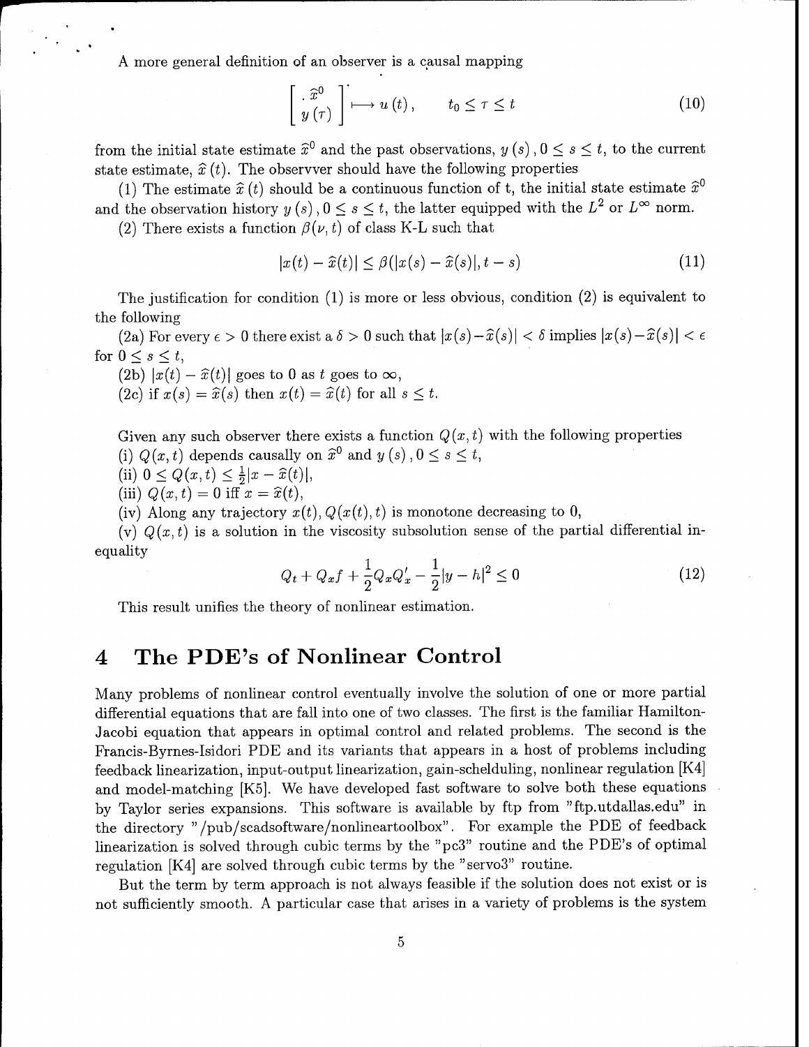A more general definition of an observer is a causal mapping

$$\begin{bmatrix} \widehat{x}^0 \\ y(\tau) \end{bmatrix} \longmapsto u(t), \qquad t_0 \le \tau \le t \tag{10}$$

from the initial state estimate $\widehat{x}^0$ and the past observations, $y(s), 0 \le s \le t$, to the current state estimate, $\widehat{x}(t)$. The observver should have the following properties

(1) The estimate $\widehat{x}(t)$ should be a continuous function of t, the initial state estimate $\widehat{x}^0$ and the observation history $y(s), 0 \le s \le t$, the latter equipped with the $L^2$ or $L^\infty$ norm.

(2) There exists a function $\beta(\nu, t)$ of class K-L such that

$$|x(t) - \widehat{x}(t)| \le \beta(|x(s) - \widehat{x}(s)|, t - s) \tag{11}$$

The justification for condition (1) is more or less obvious, condition (2) is equivalent to the following

(2a) For every $\epsilon > 0$ there exist a $\delta > 0$ such that $|x(s) - \widehat{x}(s)| < \delta$ implies $|x(s) - \widehat{x}(s)| < \epsilon$ for $0 \le s \le t$,

(2b) $|x(t) - \widehat{x}(t)|$ goes to 0 as $t$ goes to $\infty$,

(2c) if $x(s) = \widehat{x}(s)$ then $x(t) = \widehat{x}(t)$ for all $s \le t$.

Given any such observer there exists a function $Q(x, t)$ with the following properties

(i) $Q(x, t)$ depends causally on $\widehat{x}^0$ and $y(s), 0 \le s \le t$,

(ii) $0 \le Q(x, t) \le \frac{1}{2}|x - \widehat{x}(t)|$,

(iii) $Q(x, t) = 0$ iff $x = \widehat{x}(t)$,

(iv) Along any trajectory $x(t), Q(x(t), t)$ is monotone decreasing to 0,

(v) $Q(x, t)$ is a solution in the viscosity subsolution sense of the partial differential inequality

$$Q_t + Q_x f + \frac{1}{2} Q_x Q_x' - \frac{1}{2}|y - h|^2 \le 0 \tag{12}$$

This result unifies the theory of nonlinear estimation.

# 4 The PDE's of Nonlinear Control

Many problems of nonlinear control eventually involve the solution of one or more partial differential equations that are fall into one of two classes. The first is the familiar Hamilton-Jacobi equation that appears in optimal control and related problems. The second is the Francis-Byrnes-Isidori PDE and its variants that appears in a host of problems including feedback linearization, input-output linearization, gain-schelduling, nonlinear regulation [K4] and model-matching [K5]. We have developed fast software to solve both these equations by Taylor series expansions. This software is available by ftp from "ftp.utdallas.edu" in the directory "/pub/scadsoftware/nonlineartoolbox". For example the PDE of feedback linearization is solved through cubic terms by the "pc3" routine and the PDE's of optimal regulation [K4] are solved through cubic terms by the "servo3" routine.

But the term by term approach is not always feasible if the solution does not exist or is not sufficiently smooth. A particular case that arises in a variety of problems is the system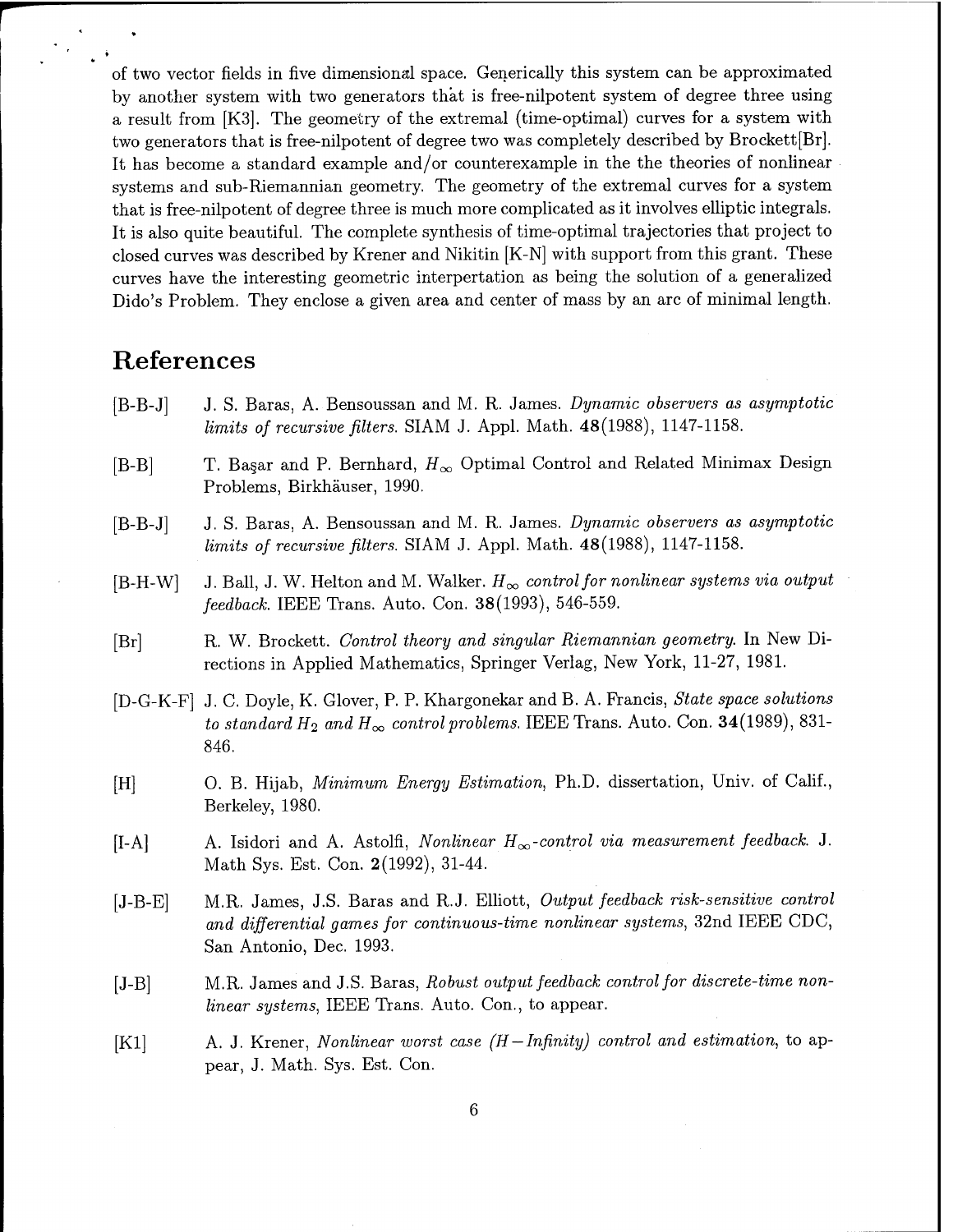of two vector fields in five dimensional space. Generically this system can be approximated by another system with two generators that is free-nilpotent system of degree three using a result from [K3]. The geometry of the extremal (time-optimal) curves for a system with two generators that is free-nilpotent of degree two was completely described by Brockett[Br]. It has become a standard example and/or counterexample in the the theories of nonlinear systems and sub-Riemannian geometry. The geometry of the extremal curves for a system that is free-nilpotent of degree three is much more complicated as it involves elliptic integrals. It is also quite beautiful. The complete synthesis of time-optimal trajectories that project to closed curves was described by Krener and Nikitin [K-N] with support from this grant. These curves have the interesting geometric interpertation as being the solution of a generalized Dido's Problem. They enclose a given area and center of mass by an arc of minimal length.

## References

[B-B-J] J. S. Baras, A. Bensoussan and M. R. James. *Dynamic observers as asymptotic limits of recursive filters.* SIAM J. Appl. Math. **48**(1988), 1147-1158.

[B-B] T. Başar and P. Bernhard, $H_\infty$ Optimal Control and Related Minimax Design Problems, Birkhäuser, 1990.

[B-B-J] J. S. Baras, A. Bensoussan and M. R. James. *Dynamic observers as asymptotic limits of recursive filters.* SIAM J. Appl. Math. **48**(1988), 1147-1158.

[B-H-W] J. Ball, J. W. Helton and M. Walker. *$H_\infty$ control for nonlinear systems via output feedback.* IEEE Trans. Auto. Con. **38**(1993), 546-559.

[Br] R. W. Brockett. *Control theory and singular Riemannian geometry.* In New Directions in Applied Mathematics, Springer Verlag, New York, 11-27, 1981.

[D-G-K-F] J. C. Doyle, K. Glover, P. P. Khargonekar and B. A. Francis, *State space solutions to standard $H_2$ and $H_\infty$ control problems.* IEEE Trans. Auto. Con. **34**(1989), 831-846.

[H] O. B. Hijab, *Minimum Energy Estimation*, Ph.D. dissertation, Univ. of Calif., Berkeley, 1980.

[I-A] A. Isidori and A. Astolfi, *Nonlinear $H_\infty$-control via measurement feedback.* J. Math Sys. Est. Con. **2**(1992), 31-44.

[J-B-E] M.R. James, J.S. Baras and R.J. Elliott, *Output feedback risk-sensitive control and differential games for continuous-time nonlinear systems*, 32nd IEEE CDC, San Antonio, Dec. 1993.

[J-B] M.R. James and J.S. Baras, *Robust output feedback control for discrete-time nonlinear systems*, IEEE Trans. Auto. Con., to appear.

[K1] A. J. Krener, *Nonlinear worst case (H−Infinity) control and estimation*, to appear, J. Math. Sys. Est. Con.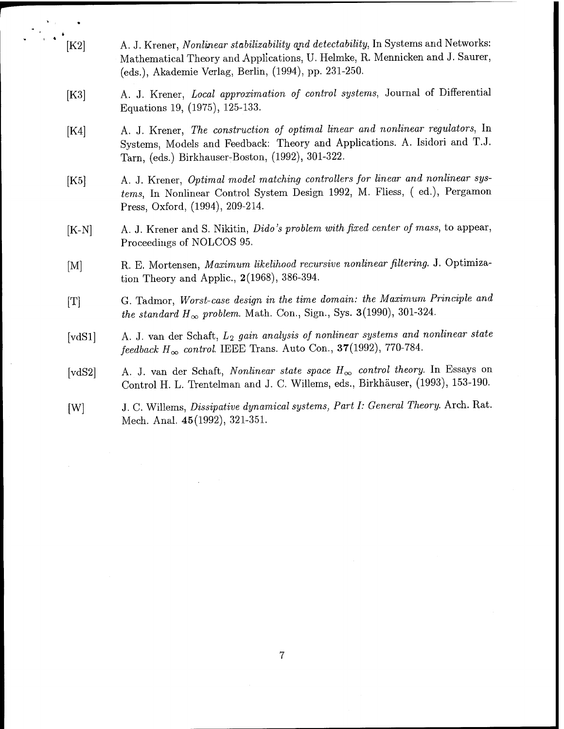[K2] A. J. Krener, *Nonlinear stabilizability and detectability*, In Systems and Networks: Mathematical Theory and Applications, U. Helmke, R. Mennicken and J. Saurer, (eds.), Akademie Verlag, Berlin, (1994), pp. 231-250.

[K3] A. J. Krener, *Local approximation of control systems*, Journal of Differential Equations 19, (1975), 125-133.

[K4] A. J. Krener, *The construction of optimal linear and nonlinear regulators*, In Systems, Models and Feedback: Theory and Applications. A. Isidori and T.J. Tarn, (eds.) Birkhauser-Boston, (1992), 301-322.

[K5] A. J. Krener, *Optimal model matching controllers for linear and nonlinear systems*, In Nonlinear Control System Design 1992, M. Fliess, ( ed.), Pergamon Press, Oxford, (1994), 209-214.

[K-N] A. J. Krener and S. Nikitin, *Dido's problem with fixed center of mass*, to appear, Proceedings of NOLCOS 95.

[M] R. E. Mortensen, *Maximum likelihood recursive nonlinear filtering*. J. Optimization Theory and Applic., **2**(1968), 386-394.

[T] G. Tadmor, *Worst-case design in the time domain: the Maximum Principle and the standard $H_\infty$ problem.* Math. Con., Sign., Sys. **3**(1990), 301-324.

[vdS1] A. J. van der Schaft, *$L_2$ gain analysis of nonlinear systems and nonlinear state feedback $H_\infty$ control.* IEEE Trans. Auto Con., **37**(1992), 770-784.

[vdS2] A. J. van der Schaft, *Nonlinear state space $H_\infty$ control theory.* In Essays on Control H. L. Trentelman and J. C. Willems, eds., Birkhäuser, (1993), 153-190.

[W] J. C. Willems, *Dissipative dynamical systems, Part I: General Theory.* Arch. Rat. Mech. Anal. **45**(1992), 321-351.